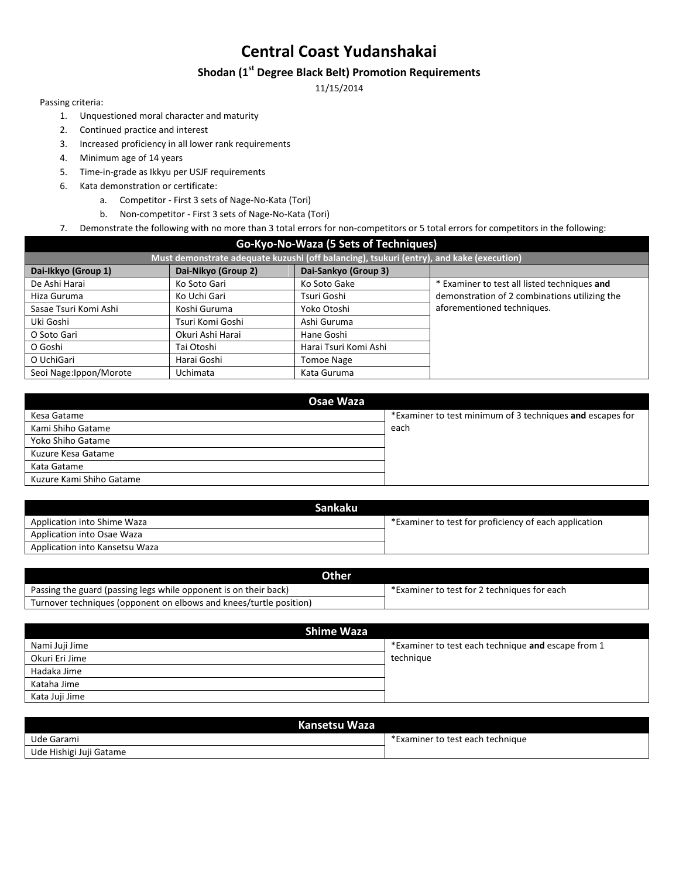# Central Coast Yudanshakai

## Shodan (1st Degree Black Belt) Promotion Requirements

11/15/2014

Passing criteria:

1. Unquestioned moral character and maturity
2. Continued practice and interest
3. Increased proficiency in all lower rank requirements
4. Minimum age of 14 years
5. Time-in-grade as Ikkyu per USJF requirements
6. Kata demonstration or certificate:
   a. Competitor - First 3 sets of Nage-No-Kata (Tori)
   b. Non-competitor - First 3 sets of Nage-No-Kata (Tori)
7. Demonstrate the following with no more than 3 total errors for non-competitors or 5 total errors for competitors in the following:

| Go-Kyo-No-Waza (5 Sets of Techniques) | | | |
|---|---|---|---|
| Must demonstrate adequate kuzushi (off balancing), tsukuri (entry), and kake (execution) | | | |
| **Dai-Ikkyo (Group 1)** | **Dai-Nikyo (Group 2)** | **Dai-Sankyo (Group 3)** | |
| De Ashi Harai | Ko Soto Gari | Ko Soto Gake | * Examiner to test all listed techniques **and** demonstration of 2 combinations utilizing the aforementioned techniques. |
| Hiza Guruma | Ko Uchi Gari | Tsuri Goshi | |
| Sasae Tsuri Komi Ashi | Koshi Guruma | Yoko Otoshi | |
| Uki Goshi | Tsuri Komi Goshi | Ashi Guruma | |
| O Soto Gari | Okuri Ashi Harai | Hane Goshi | |
| O Goshi | Tai Otoshi | Harai Tsuri Komi Ashi | |
| O UchiGari | Harai Goshi | Tomoe Nage | |
| Seoi Nage:Ippon/Morote | Uchimata | Kata Guruma | |

| Osae Waza | |
|---|---|
| Kesa Gatame | *Examiner to test minimum of 3 techniques **and** escapes for each |
| Kami Shiho Gatame | |
| Yoko Shiho Gatame | |
| Kuzure Kesa Gatame | |
| Kata Gatame | |
| Kuzure Kami Shiho Gatame | |

| Sankaku | |
|---|---|
| Application into Shime Waza | *Examiner to test for proficiency of each application |
| Application into Osae Waza | |
| Application into Kansetsu Waza | |

| Other | |
|---|---|
| Passing the guard (passing legs while opponent is on their back) | *Examiner to test for 2 techniques for each |
| Turnover techniques (opponent on elbows and knees/turtle position) | |

| Shime Waza | |
|---|---|
| Nami Juji Jime | *Examiner to test each technique **and** escape from 1 technique |
| Okuri Eri Jime | |
| Hadaka Jime | |
| Kataha Jime | |
| Kata Juji Jime | |

| Kansetsu Waza | |
|---|---|
| Ude Garami | *Examiner to test each technique |
| Ude Hishigi Juji Gatame | |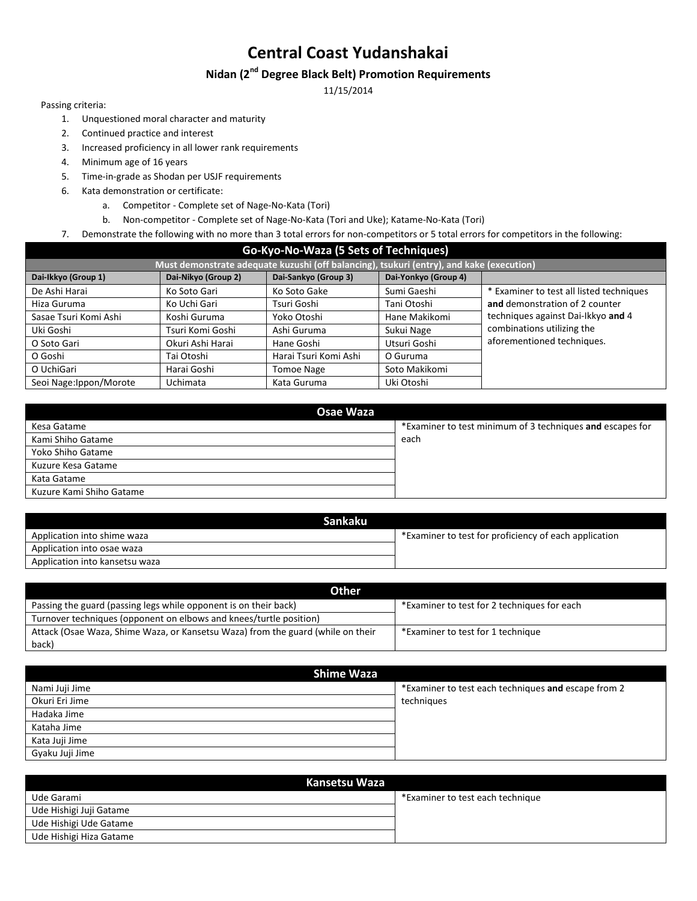# Central Coast Yudanshakai

## Nidan (2nd Degree Black Belt) Promotion Requirements

11/15/2014

Passing criteria:

1. Unquestioned moral character and maturity
2. Continued practice and interest
3. Increased proficiency in all lower rank requirements
4. Minimum age of 16 years
5. Time-in-grade as Shodan per USJF requirements
6. Kata demonstration or certificate:
   a. Competitor - Complete set of Nage-No-Kata (Tori)
   b. Non-competitor - Complete set of Nage-No-Kata (Tori and Uke); Katame-No-Kata (Tori)
7. Demonstrate the following with no more than 3 total errors for non-competitors or 5 total errors for competitors in the following:

| Go-Kyo-No-Waza (5 Sets of Techniques) | | | | |
|---|---|---|---|---|
| Must demonstrate adequate kuzushi (off balancing), tsukuri (entry), and kake (execution) | | | | |
| Dai-Ikkyo (Group 1) | Dai-Nikyo (Group 2) | Dai-Sankyo (Group 3) | Dai-Yonkyo (Group 4) | |
| De Ashi Harai | Ko Soto Gari | Ko Soto Gake | Sumi Gaeshi | * Examiner to test all listed techniques **and** demonstration of 2 counter techniques against Dai-Ikkyo **and** 4 combinations utilizing the aforementioned techniques. |
| Hiza Guruma | Ko Uchi Gari | Tsuri Goshi | Tani Otoshi | |
| Sasae Tsuri Komi Ashi | Koshi Guruma | Yoko Otoshi | Hane Makikomi | |
| Uki Goshi | Tsuri Komi Goshi | Ashi Guruma | Sukui Nage | |
| O Soto Gari | Okuri Ashi Harai | Hane Goshi | Utsuri Goshi | |
| O Goshi | Tai Otoshi | Harai Tsuri Komi Ashi | O Guruma | |
| O UchiGari | Harai Goshi | Tomoe Nage | Soto Makikomi | |
| Seoi Nage:Ippon/Morote | Uchimata | Kata Guruma | Uki Otoshi | |

| Osae Waza | |
|---|---|
| Kesa Gatame | *Examiner to test minimum of 3 techniques **and** escapes for each |
| Kami Shiho Gatame | |
| Yoko Shiho Gatame | |
| Kuzure Kesa Gatame | |
| Kata Gatame | |
| Kuzure Kami Shiho Gatame | |

| Sankaku | |
|---|---|
| Application into shime waza | *Examiner to test for proficiency of each application |
| Application into osae waza | |
| Application into kansetsu waza | |

| Other | |
|---|---|
| Passing the guard (passing legs while opponent is on their back) | *Examiner to test for 2 techniques for each |
| Turnover techniques (opponent on elbows and knees/turtle position) | |
| Attack (Osae Waza, Shime Waza, or Kansetsu Waza) from the guard (while on their back) | *Examiner to test for 1 technique |

| Shime Waza | |
|---|---|
| Nami Juji Jime | *Examiner to test each techniques **and** escape from 2 techniques |
| Okuri Eri Jime | |
| Hadaka Jime | |
| Kataha Jime | |
| Kata Juji Jime | |
| Gyaku Juji Jime | |

| Kansetsu Waza | |
|---|---|
| Ude Garami | *Examiner to test each technique |
| Ude Hishigi Juji Gatame | |
| Ude Hishigi Ude Gatame | |
| Ude Hishigi Hiza Gatame | |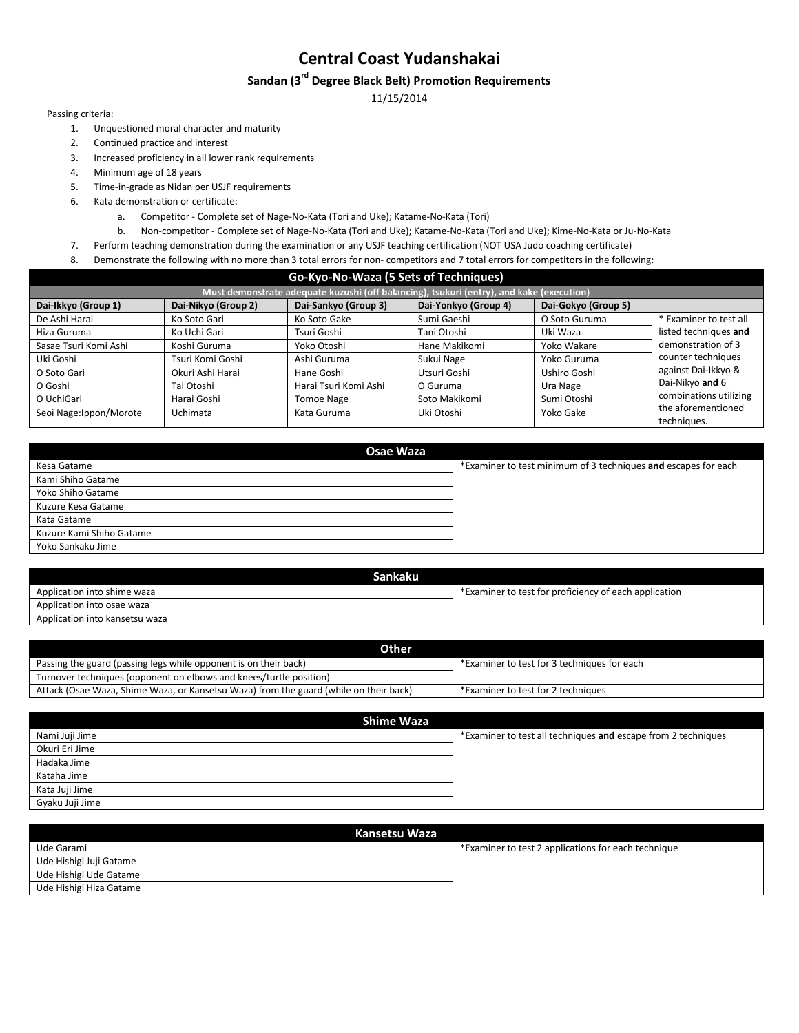# Central Coast Yudanshakai

## Sandan (3rd Degree Black Belt) Promotion Requirements

11/15/2014

Passing criteria:

1. Unquestioned moral character and maturity
2. Continued practice and interest
3. Increased proficiency in all lower rank requirements
4. Minimum age of 18 years
5. Time-in-grade as Nidan per USJF requirements
6. Kata demonstration or certificate:
    a. Competitor - Complete set of Nage-No-Kata (Tori and Uke); Katame-No-Kata (Tori)
    b. Non-competitor - Complete set of Nage-No-Kata (Tori and Uke); Katame-No-Kata (Tori and Uke); Kime-No-Kata or Ju-No-Kata
7. Perform teaching demonstration during the examination or any USJF teaching certification (NOT USA Judo coaching certificate)
8. Demonstrate the following with no more than 3 total errors for non- competitors and 7 total errors for competitors in the following:

| Go-Kyo-No-Waza (5 Sets of Techniques) | | | | | |
|---|---|---|---|---|---|
| Must demonstrate adequate kuzushi (off balancing), tsukuri (entry), and kake (execution) | | | | | |
| Dai-Ikkyo (Group 1) | Dai-Nikyo (Group 2) | Dai-Sankyo (Group 3) | Dai-Yonkyo (Group 4) | Dai-Gokyo (Group 5) | |
| De Ashi Harai | Ko Soto Gari | Ko Soto Gake | Sumi Gaeshi | O Soto Guruma | * Examiner to test all listed techniques **and** demonstration of 3 counter techniques against Dai-Ikkyo & Dai-Nikyo **and** 6 combinations utilizing the aforementioned techniques. |
| Hiza Guruma | Ko Uchi Gari | Tsuri Goshi | Tani Otoshi | Uki Waza | |
| Sasae Tsuri Komi Ashi | Koshi Guruma | Yoko Otoshi | Hane Makikomi | Yoko Wakare | |
| Uki Goshi | Tsuri Komi Goshi | Ashi Guruma | Sukui Nage | Yoko Guruma | |
| O Soto Gari | Okuri Ashi Harai | Hane Goshi | Utsuri Goshi | Ushiro Goshi | |
| O Goshi | Tai Otoshi | Harai Tsuri Komi Ashi | O Guruma | Ura Nage | |
| O UchiGari | Harai Goshi | Tomoe Nage | Soto Makikomi | Sumi Otoshi | |
| Seoi Nage:Ippon/Morote | Uchimata | Kata Guruma | Uki Otoshi | Yoko Gake | |

| Osae Waza | |
|---|---|
| Kesa Gatame | *Examiner to test minimum of 3 techniques **and** escapes for each |
| Kami Shiho Gatame | |
| Yoko Shiho Gatame | |
| Kuzure Kesa Gatame | |
| Kata Gatame | |
| Kuzure Kami Shiho Gatame | |
| Yoko Sankaku Jime | |

| Sankaku | |
|---|---|
| Application into shime waza | *Examiner to test for proficiency of each application |
| Application into osae waza | |
| Application into kansetsu waza | |

| Other | |
|---|---|
| Passing the guard (passing legs while opponent is on their back) | *Examiner to test for 3 techniques for each |
| Turnover techniques (opponent on elbows and knees/turtle position) | |
| Attack (Osae Waza, Shime Waza, or Kansetsu Waza) from the guard (while on their back) | *Examiner to test for 2 techniques |

| Shime Waza | |
|---|---|
| Nami Juji Jime | *Examiner to test all techniques **and** escape from 2 techniques |
| Okuri Eri Jime | |
| Hadaka Jime | |
| Kataha Jime | |
| Kata Juji Jime | |
| Gyaku Juji Jime | |

| Kansetsu Waza | |
|---|---|
| Ude Garami | *Examiner to test 2 applications for each technique |
| Ude Hishigi Juji Gatame | |
| Ude Hishigi Ude Gatame | |
| Ude Hishigi Hiza Gatame | |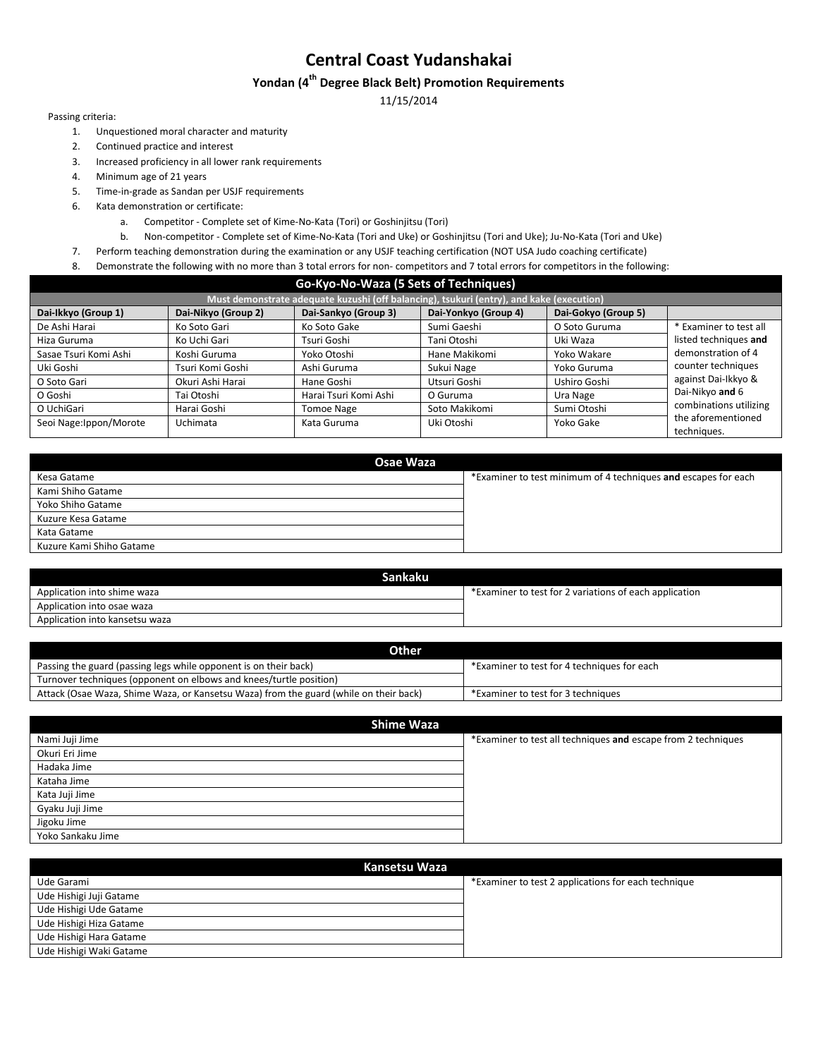# Central Coast Yudanshakai

## Yondan (4th Degree Black Belt) Promotion Requirements

11/15/2014

Passing criteria:

1. Unquestioned moral character and maturity
2. Continued practice and interest
3. Increased proficiency in all lower rank requirements
4. Minimum age of 21 years
5. Time-in-grade as Sandan per USJF requirements
6. Kata demonstration or certificate:
    a. Competitor - Complete set of Kime-No-Kata (Tori) or Goshinjitsu (Tori)
    b. Non-competitor - Complete set of Kime-No-Kata (Tori and Uke) or Goshinjitsu (Tori and Uke); Ju-No-Kata (Tori and Uke)
7. Perform teaching demonstration during the examination or any USJF teaching certification (NOT USA Judo coaching certificate)
8. Demonstrate the following with no more than 3 total errors for non- competitors and 7 total errors for competitors in the following:

| Go-Kyo-No-Waza (5 Sets of Techniques) | | | | | |
|---|---|---|---|---|---|
| Must demonstrate adequate kuzushi (off balancing), tsukuri (entry), and kake (execution) | | | | | |
| **Dai-Ikkyo (Group 1)** | **Dai-Nikyo (Group 2)** | **Dai-Sankyo (Group 3)** | **Dai-Yonkyo (Group 4)** | **Dai-Gokyo (Group 5)** | |
| De Ashi Harai | Ko Soto Gari | Ko Soto Gake | Sumi Gaeshi | O Soto Guruma | * Examiner to test all listed techniques **and** demonstration of 4 counter techniques against Dai-Ikkyo & Dai-Nikyo **and** 6 combinations utilizing the aforementioned techniques. |
| Hiza Guruma | Ko Uchi Gari | Tsuri Goshi | Tani Otoshi | Uki Waza | |
| Sasae Tsuri Komi Ashi | Koshi Guruma | Yoko Otoshi | Hane Makikomi | Yoko Wakare | |
| Uki Goshi | Tsuri Komi Goshi | Ashi Guruma | Sukui Nage | Yoko Guruma | |
| O Soto Gari | Okuri Ashi Harai | Hane Goshi | Utsuri Goshi | Ushiro Goshi | |
| O Goshi | Tai Otoshi | Harai Tsuri Komi Ashi | O Guruma | Ura Nage | |
| O UchiGari | Harai Goshi | Tomoe Nage | Soto Makikomi | Sumi Otoshi | |
| Seoi Nage:Ippon/Morote | Uchimata | Kata Guruma | Uki Otoshi | Yoko Gake | |

| Osae Waza | |
|---|---|
| Kesa Gatame | *Examiner to test minimum of 4 techniques **and** escapes for each |
| Kami Shiho Gatame | |
| Yoko Shiho Gatame | |
| Kuzure Kesa Gatame | |
| Kata Gatame | |
| Kuzure Kami Shiho Gatame | |

| Sankaku | |
|---|---|
| Application into shime waza | *Examiner to test for 2 variations of each application |
| Application into osae waza | |
| Application into kansetsu waza | |

| Other | |
|---|---|
| Passing the guard (passing legs while opponent is on their back) | *Examiner to test for 4 techniques for each |
| Turnover techniques (opponent on elbows and knees/turtle position) | |
| Attack (Osae Waza, Shime Waza, or Kansetsu Waza) from the guard (while on their back) | *Examiner to test for 3 techniques |

| Shime Waza | |
|---|---|
| Nami Juji Jime | *Examiner to test all techniques **and** escape from 2 techniques |
| Okuri Eri Jime | |
| Hadaka Jime | |
| Kataha Jime | |
| Kata Juji Jime | |
| Gyaku Juji Jime | |
| Jigoku Jime | |
| Yoko Sankaku Jime | |

| Kansetsu Waza | |
|---|---|
| Ude Garami | *Examiner to test 2 applications for each technique |
| Ude Hishigi Juji Gatame | |
| Ude Hishigi Ude Gatame | |
| Ude Hishigi Hiza Gatame | |
| Ude Hishigi Hara Gatame | |
| Ude Hishigi Waki Gatame | |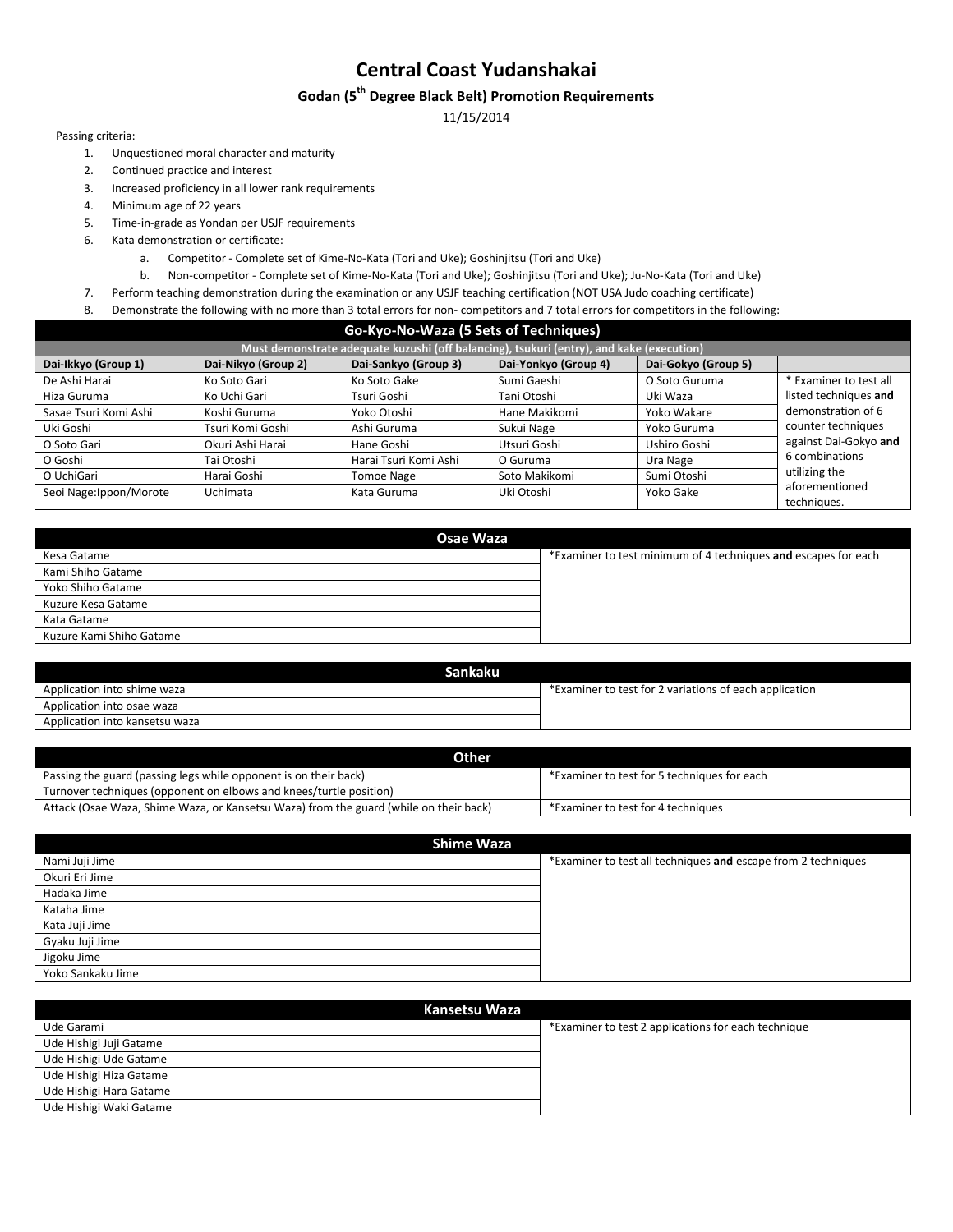# Central Coast Yudanshakai

## Godan (5th Degree Black Belt) Promotion Requirements

11/15/2014

Passing criteria:

1. Unquestioned moral character and maturity
2. Continued practice and interest
3. Increased proficiency in all lower rank requirements
4. Minimum age of 22 years
5. Time-in-grade as Yondan per USJF requirements
6. Kata demonstration or certificate:
   a. Competitor - Complete set of Kime-No-Kata (Tori and Uke); Goshinjitsu (Tori and Uke)
   b. Non-competitor - Complete set of Kime-No-Kata (Tori and Uke); Goshinjitsu (Tori and Uke); Ju-No-Kata (Tori and Uke)
7. Perform teaching demonstration during the examination or any USJF teaching certification (NOT USA Judo coaching certificate)
8. Demonstrate the following with no more than 3 total errors for non- competitors and 7 total errors for competitors in the following:

| Go-Kyo-No-Waza (5 Sets of Techniques) | | | | | |
|---|---|---|---|---|---|
| Must demonstrate adequate kuzushi (off balancing), tsukuri (entry), and kake (execution) | | | | | |
| **Dai-Ikkyo (Group 1)** | **Dai-Nikyo (Group 2)** | **Dai-Sankyo (Group 3)** | **Dai-Yonkyo (Group 4)** | **Dai-Gokyo (Group 5)** | |
| De Ashi Harai | Ko Soto Gari | Ko Soto Gake | Sumi Gaeshi | O Soto Guruma | * Examiner to test all listed techniques **and** demonstration of 6 counter techniques against Dai-Gokyo **and** 6 combinations utilizing the aforementioned techniques. |
| Hiza Guruma | Ko Uchi Gari | Tsuri Goshi | Tani Otoshi | Uki Waza | |
| Sasae Tsuri Komi Ashi | Koshi Guruma | Yoko Otoshi | Hane Makikomi | Yoko Wakare | |
| Uki Goshi | Tsuri Komi Goshi | Ashi Guruma | Sukui Nage | Yoko Guruma | |
| O Soto Gari | Okuri Ashi Harai | Hane Goshi | Utsuri Goshi | Ushiro Goshi | |
| O Goshi | Tai Otoshi | Harai Tsuri Komi Ashi | O Guruma | Ura Nage | |
| O UchiGari | Harai Goshi | Tomoe Nage | Soto Makikomi | Sumi Otoshi | |
| Seoi Nage:Ippon/Morote | Uchimata | Kata Guruma | Uki Otoshi | Yoko Gake | |

| Osae Waza | |
|---|---|
| Kesa Gatame | *Examiner to test minimum of 4 techniques **and** escapes for each |
| Kami Shiho Gatame | |
| Yoko Shiho Gatame | |
| Kuzure Kesa Gatame | |
| Kata Gatame | |
| Kuzure Kami Shiho Gatame | |

| Sankaku | |
|---|---|
| Application into shime waza | *Examiner to test for 2 variations of each application |
| Application into osae waza | |
| Application into kansetsu waza | |

| Other | |
|---|---|
| Passing the guard (passing legs while opponent is on their back) | *Examiner to test for 5 techniques for each |
| Turnover techniques (opponent on elbows and knees/turtle position) | |
| Attack (Osae Waza, Shime Waza, or Kansetsu Waza) from the guard (while on their back) | *Examiner to test for 4 techniques |

| Shime Waza | |
|---|---|
| Nami Juji Jime | *Examiner to test all techniques **and** escape from 2 techniques |
| Okuri Eri Jime | |
| Hadaka Jime | |
| Kataha Jime | |
| Kata Juji Jime | |
| Gyaku Juji Jime | |
| Jigoku Jime | |
| Yoko Sankaku Jime | |

| Kansetsu Waza | |
|---|---|
| Ude Garami | *Examiner to test 2 applications for each technique |
| Ude Hishigi Juji Gatame | |
| Ude Hishigi Ude Gatame | |
| Ude Hishigi Hiza Gatame | |
| Ude Hishigi Hara Gatame | |
| Ude Hishigi Waki Gatame | |